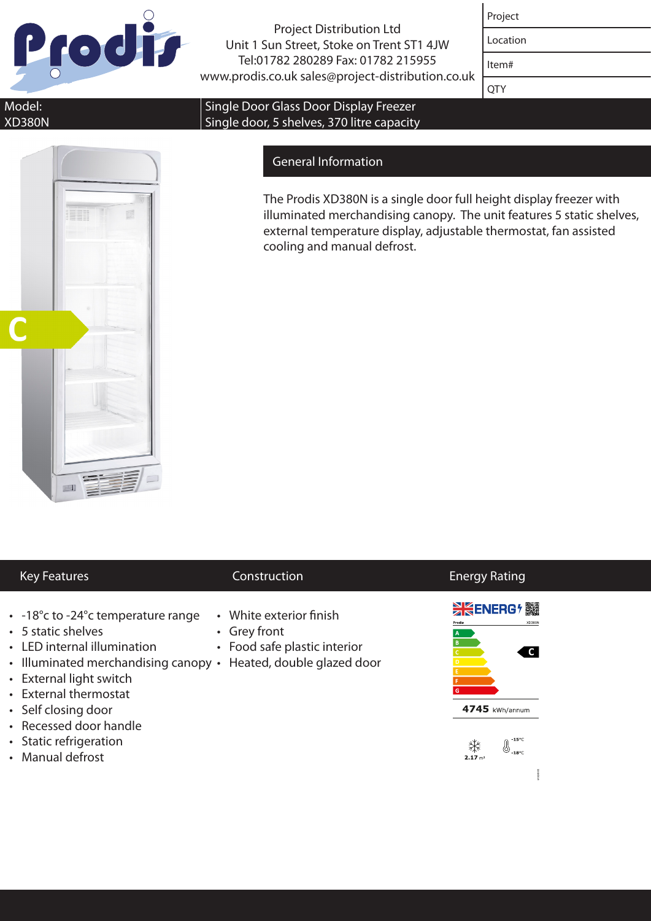Project Distribution Ltd
Unit 1 Sun Street, Stoke on Trent ST1 4JW
Tel:01782 280289 Fax: 01782 215955
www.prodis.co.uk sales@project-distribution.co.uk

| Project | |
|---|---|
| Location | |
| Item# | |
| QTY | |

**Model:** XD380N

**Single Door Glass Door Display Freezer**
Single door, 5 shelves, 370 litre capacity

C

## General Information

The Prodis XD380N is a single door full height display freezer with illuminated merchandising canopy. The unit features 5 static shelves, external temperature display, adjustable thermostat, fan assisted cooling and manual defrost.

## Key Features

- -18°c to -24°c temperature range
- 5 static shelves
- LED internal illumination
- Illuminated merchandising canopy
- External light switch
- External thermostat
- Self closing door
- Recessed door handle
- Static refrigeration
- Manual defrost

## Construction

- White exterior finish
- Grey front
- Food safe plastic interior
- Heated, double glazed door

## Energy Rating

ENERGY

Prodis XD380N

A B C D E F G — C

4745 kWh/annum

2.17 m²   -15°C -18°C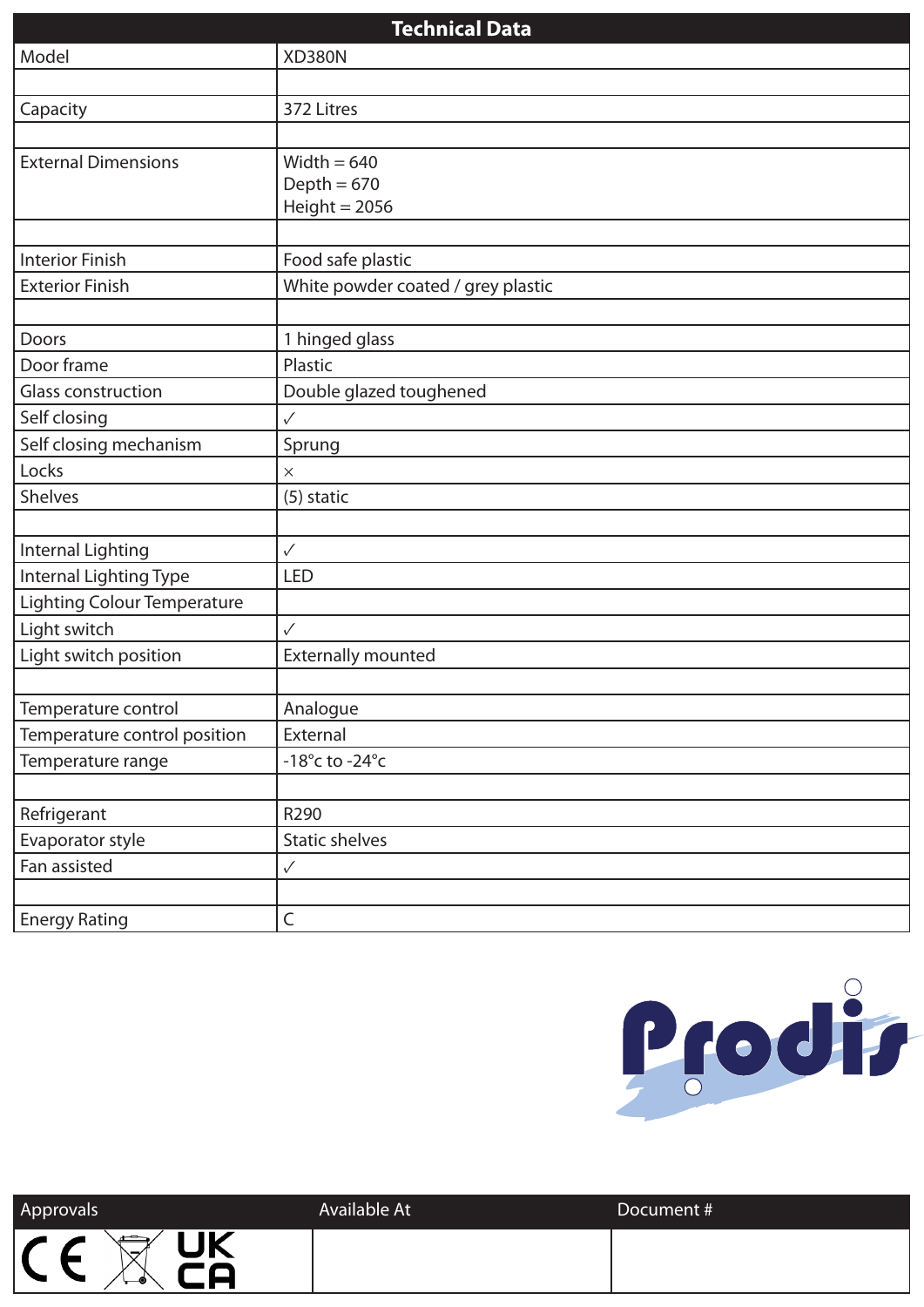| Technical Data | |
|---|---|
| Model | XD380N |
| | |
| Capacity | 372 Litres |
| | |
| External Dimensions | Width = 640<br>Depth = 670<br>Height = 2056 |
| | |
| Interior Finish | Food safe plastic |
| Exterior Finish | White powder coated / grey plastic |
| | |
| Doors | 1 hinged glass |
| Door frame | Plastic |
| Glass construction | Double glazed toughened |
| Self closing | ✓ |
| Self closing mechanism | Sprung |
| Locks | × |
| Shelves | (5) static |
| | |
| Internal Lighting | ✓ |
| Internal Lighting Type | LED |
| Lighting Colour Temperature | |
| Light switch | ✓ |
| Light switch position | Externally mounted |
| | |
| Temperature control | Analogue |
| Temperature control position | External |
| Temperature range | -18°c to -24°c |
| | |
| Refrigerant | R290 |
| Evaporator style | Static shelves |
| Fan assisted | ✓ |
| | |
| Energy Rating | C |

Prodis

| Approvals | Available At | Document # |
|---|---|---|
| CE UKCA | | |